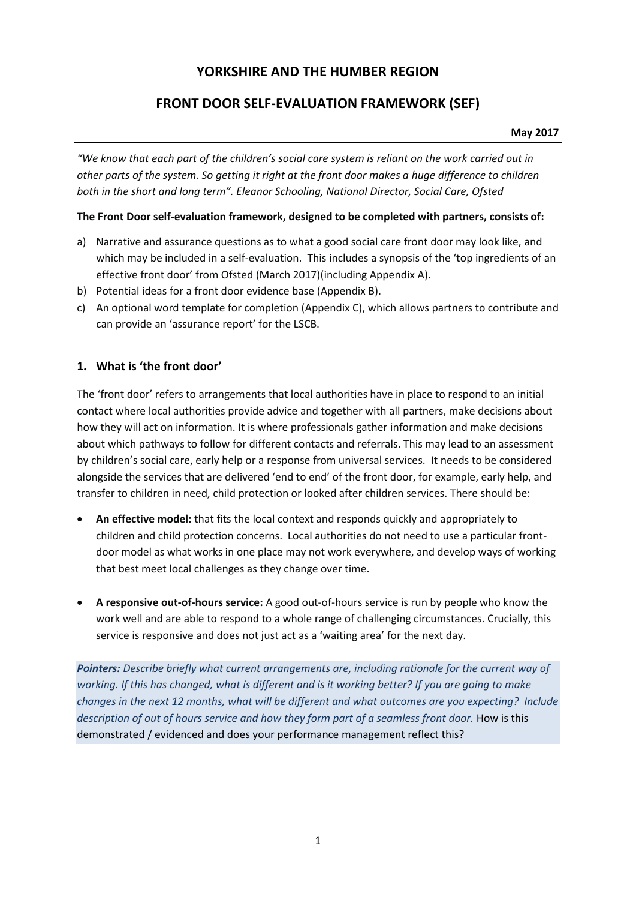# YORKSHIRE AND THE HUMBER REGION

# FRONT DOOR SELF-EVALUATION FRAMEWORK (SEF)

**May 2017**

*"We know that each part of the children's social care system is reliant on the work carried out in other parts of the system. So getting it right at the front door makes a huge difference to children both in the short and long term". Eleanor Schooling, National Director, Social Care, Ofsted*

**The Front Door self-evaluation framework, designed to be completed with partners, consists of:**

a) Narrative and assurance questions as to what a good social care front door may look like, and which may be included in a self-evaluation. This includes a synopsis of the 'top ingredients of an effective front door' from Ofsted (March 2017)(including Appendix A).
b) Potential ideas for a front door evidence base (Appendix B).
c) An optional word template for completion (Appendix C), which allows partners to contribute and can provide an 'assurance report' for the LSCB.

## 1. What is 'the front door'

The 'front door' refers to arrangements that local authorities have in place to respond to an initial contact where local authorities provide advice and together with all partners, make decisions about how they will act on information. It is where professionals gather information and make decisions about which pathways to follow for different contacts and referrals. This may lead to an assessment by children's social care, early help or a response from universal services. It needs to be considered alongside the services that are delivered 'end to end' of the front door, for example, early help, and transfer to children in need, child protection or looked after children services. There should be:

- **An effective model:** that fits the local context and responds quickly and appropriately to children and child protection concerns. Local authorities do not need to use a particular front-door model as what works in one place may not work everywhere, and develop ways of working that best meet local challenges as they change over time.
- **A responsive out-of-hours service:** A good out-of-hours service is run by people who know the work well and are able to respond to a whole range of challenging circumstances. Crucially, this service is responsive and does not just act as a 'waiting area' for the next day.

***Pointers:*** *Describe briefly what current arrangements are, including rationale for the current way of working. If this has changed, what is different and is it working better? If you are going to make changes in the next 12 months, what will be different and what outcomes are you expecting? Include description of out of hours service and how they form part of a seamless front door.* How is this demonstrated / evidenced and does your performance management reflect this?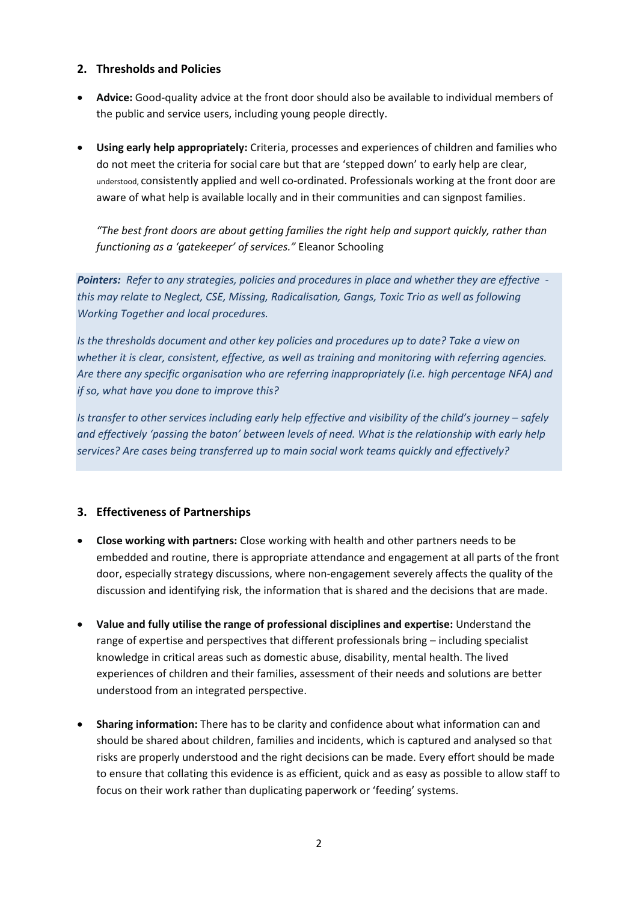## 2. Thresholds and Policies

- **Advice:** Good-quality advice at the front door should also be available to individual members of the public and service users, including young people directly.

- **Using early help appropriately:** Criteria, processes and experiences of children and families who do not meet the criteria for social care but that are 'stepped down' to early help are clear, understood, consistently applied and well co-ordinated. Professionals working at the front door are aware of what help is available locally and in their communities and can signpost families.

  *"The best front doors are about getting families the right help and support quickly, rather than functioning as a 'gatekeeper' of services."* Eleanor Schooling

***Pointers:*** *Refer to any strategies, policies and procedures in place and whether they are effective - this may relate to Neglect, CSE, Missing, Radicalisation, Gangs, Toxic Trio as well as following Working Together and local procedures.*

*Is the thresholds document and other key policies and procedures up to date? Take a view on whether it is clear, consistent, effective, as well as training and monitoring with referring agencies. Are there any specific organisation who are referring inappropriately (i.e. high percentage NFA) and if so, what have you done to improve this?*

*Is transfer to other services including early help effective and visibility of the child's journey – safely and effectively 'passing the baton' between levels of need. What is the relationship with early help services? Are cases being transferred up to main social work teams quickly and effectively?*

## 3. Effectiveness of Partnerships

- **Close working with partners:** Close working with health and other partners needs to be embedded and routine, there is appropriate attendance and engagement at all parts of the front door, especially strategy discussions, where non-engagement severely affects the quality of the discussion and identifying risk, the information that is shared and the decisions that are made.

- **Value and fully utilise the range of professional disciplines and expertise:** Understand the range of expertise and perspectives that different professionals bring – including specialist knowledge in critical areas such as domestic abuse, disability, mental health. The lived experiences of children and their families, assessment of their needs and solutions are better understood from an integrated perspective.

- **Sharing information:** There has to be clarity and confidence about what information can and should be shared about children, families and incidents, which is captured and analysed so that risks are properly understood and the right decisions can be made. Every effort should be made to ensure that collating this evidence is as efficient, quick and as easy as possible to allow staff to focus on their work rather than duplicating paperwork or 'feeding' systems.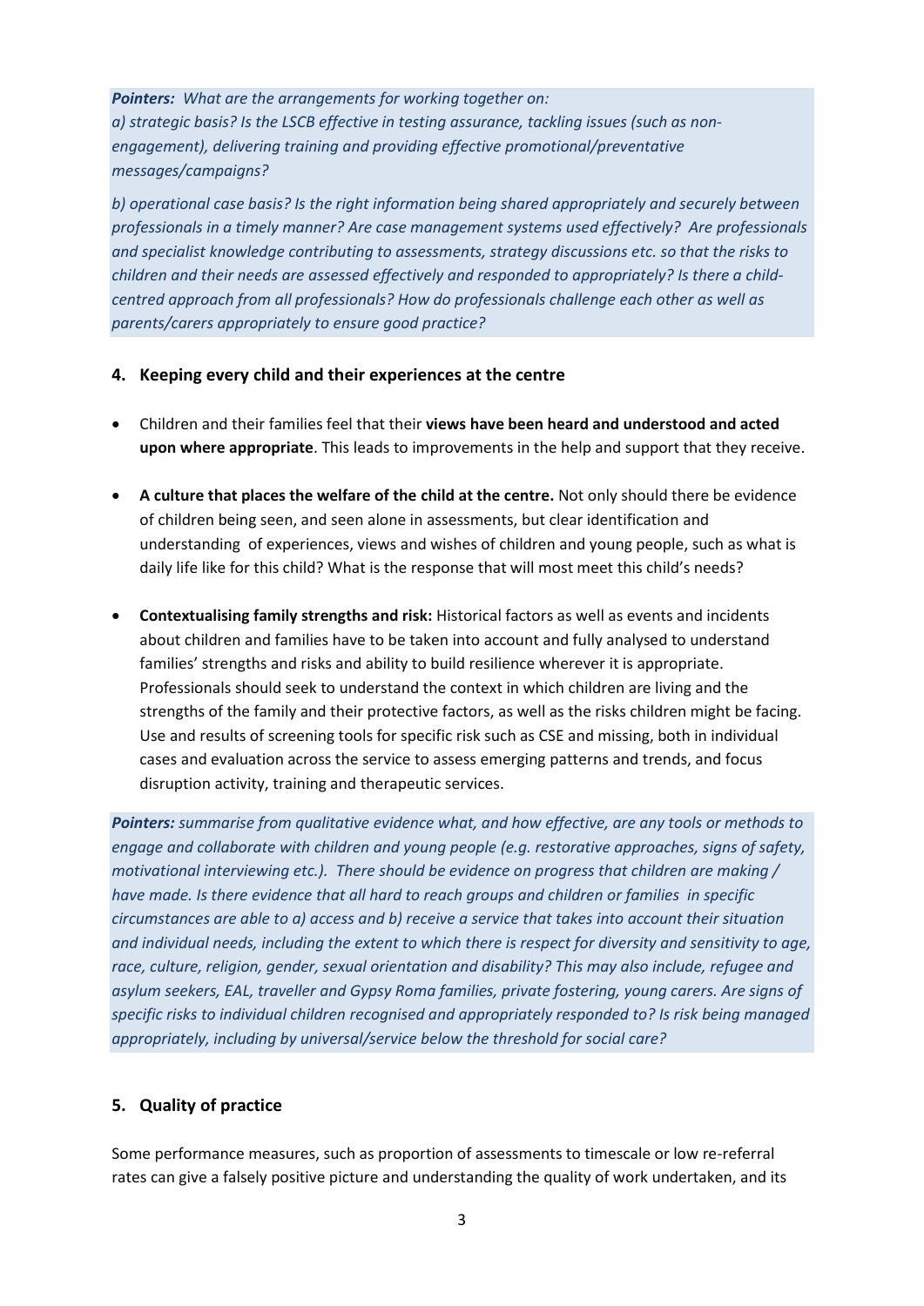***Pointers:*** *What are the arrangements for working together on:*
*a) strategic basis? Is the LSCB effective in testing assurance, tackling issues (such as non-engagement), delivering training and providing effective promotional/preventative messages/campaigns?*

*b) operational case basis? Is the right information being shared appropriately and securely between professionals in a timely manner? Are case management systems used effectively? Are professionals and specialist knowledge contributing to assessments, strategy discussions etc. so that the risks to children and their needs are assessed effectively and responded to appropriately? Is there a child-centred approach from all professionals? How do professionals challenge each other as well as parents/carers appropriately to ensure good practice?*

## 4. Keeping every child and their experiences at the centre

- Children and their families feel that their **views have been heard and understood and acted upon where appropriate**. This leads to improvements in the help and support that they receive.
- **A culture that places the welfare of the child at the centre.** Not only should there be evidence of children being seen, and seen alone in assessments, but clear identification and understanding of experiences, views and wishes of children and young people, such as what is daily life like for this child? What is the response that will most meet this child's needs?
- **Contextualising family strengths and risk:** Historical factors as well as events and incidents about children and families have to be taken into account and fully analysed to understand families' strengths and risks and ability to build resilience wherever it is appropriate. Professionals should seek to understand the context in which children are living and the strengths of the family and their protective factors, as well as the risks children might be facing. Use and results of screening tools for specific risk such as CSE and missing, both in individual cases and evaluation across the service to assess emerging patterns and trends, and focus disruption activity, training and therapeutic services.

***Pointers:*** *summarise from qualitative evidence what, and how effective, are any tools or methods to engage and collaborate with children and young people (e.g. restorative approaches, signs of safety, motivational interviewing etc.). There should be evidence on progress that children are making / have made. Is there evidence that all hard to reach groups and children or families in specific circumstances are able to a) access and b) receive a service that takes into account their situation and individual needs, including the extent to which there is respect for diversity and sensitivity to age, race, culture, religion, gender, sexual orientation and disability? This may also include, refugee and asylum seekers, EAL, traveller and Gypsy Roma families, private fostering, young carers. Are signs of specific risks to individual children recognised and appropriately responded to? Is risk being managed appropriately, including by universal/service below the threshold for social care?*

## 5. Quality of practice

Some performance measures, such as proportion of assessments to timescale or low re-referral rates can give a falsely positive picture and understanding the quality of work undertaken, and its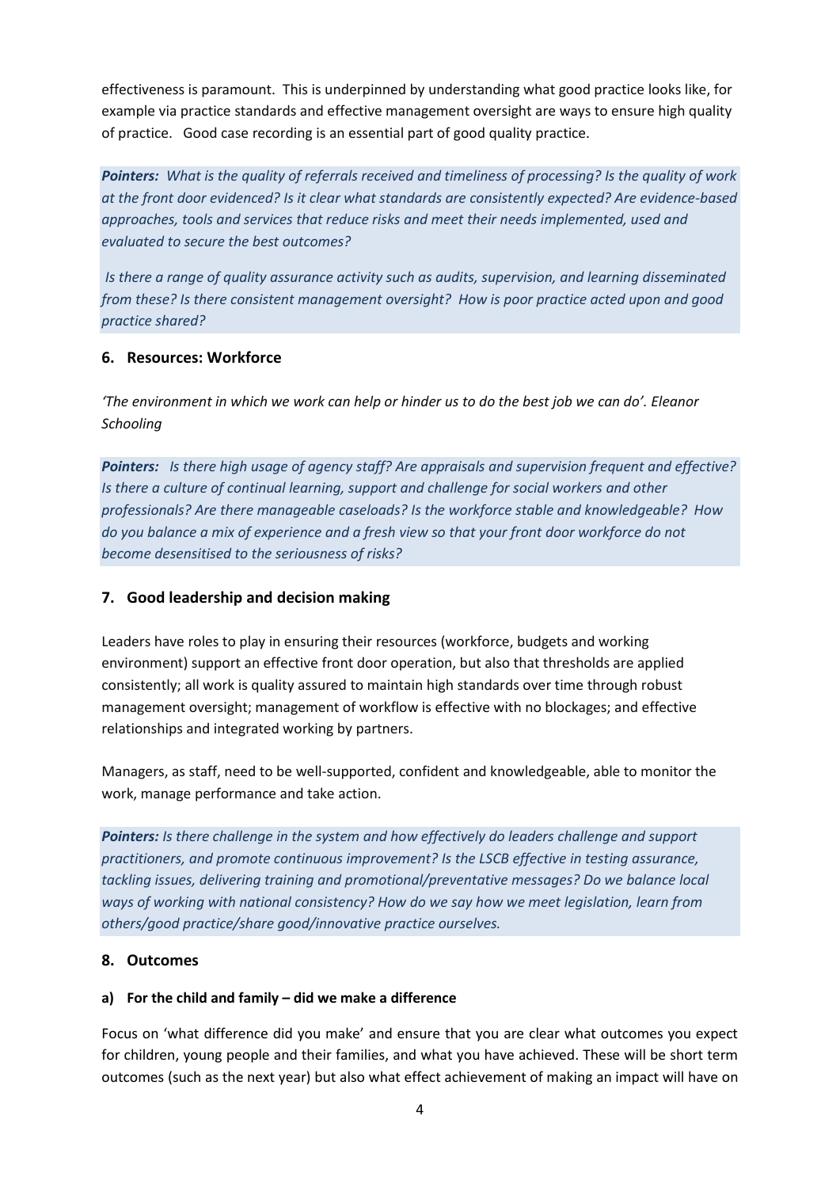effectiveness is paramount. This is underpinned by understanding what good practice looks like, for example via practice standards and effective management oversight are ways to ensure high quality of practice. Good case recording is an essential part of good quality practice.

***Pointers:*** *What is the quality of referrals received and timeliness of processing? Is the quality of work at the front door evidenced? Is it clear what standards are consistently expected? Are evidence-based approaches, tools and services that reduce risks and meet their needs implemented, used and evaluated to secure the best outcomes?*

*Is there a range of quality assurance activity such as audits, supervision, and learning disseminated from these? Is there consistent management oversight? How is poor practice acted upon and good practice shared?*

### 6. Resources: Workforce

*'The environment in which we work can help or hinder us to do the best job we can do'. Eleanor Schooling*

***Pointers:*** *Is there high usage of agency staff? Are appraisals and supervision frequent and effective? Is there a culture of continual learning, support and challenge for social workers and other professionals? Are there manageable caseloads? Is the workforce stable and knowledgeable? How do you balance a mix of experience and a fresh view so that your front door workforce do not become desensitised to the seriousness of risks?*

### 7. Good leadership and decision making

Leaders have roles to play in ensuring their resources (workforce, budgets and working environment) support an effective front door operation, but also that thresholds are applied consistently; all work is quality assured to maintain high standards over time through robust management oversight; management of workflow is effective with no blockages; and effective relationships and integrated working by partners.

Managers, as staff, need to be well-supported, confident and knowledgeable, able to monitor the work, manage performance and take action.

***Pointers:*** *Is there challenge in the system and how effectively do leaders challenge and support practitioners, and promote continuous improvement? Is the LSCB effective in testing assurance, tackling issues, delivering training and promotional/preventative messages? Do we balance local ways of working with national consistency? How do we say how we meet legislation, learn from others/good practice/share good/innovative practice ourselves.*

### 8. Outcomes

#### a) For the child and family – did we make a difference

Focus on 'what difference did you make' and ensure that you are clear what outcomes you expect for children, young people and their families, and what you have achieved. These will be short term outcomes (such as the next year) but also what effect achievement of making an impact will have on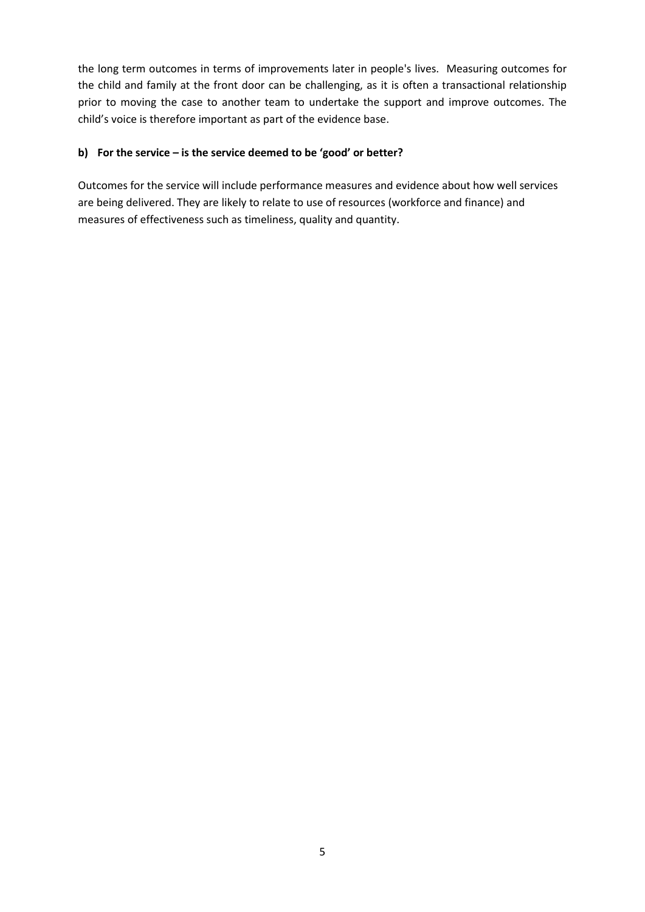the long term outcomes in terms of improvements later in people's lives. Measuring outcomes for the child and family at the front door can be challenging, as it is often a transactional relationship prior to moving the case to another team to undertake the support and improve outcomes. The child's voice is therefore important as part of the evidence base.

**b) For the service – is the service deemed to be 'good' or better?**

Outcomes for the service will include performance measures and evidence about how well services are being delivered. They are likely to relate to use of resources (workforce and finance) and measures of effectiveness such as timeliness, quality and quantity.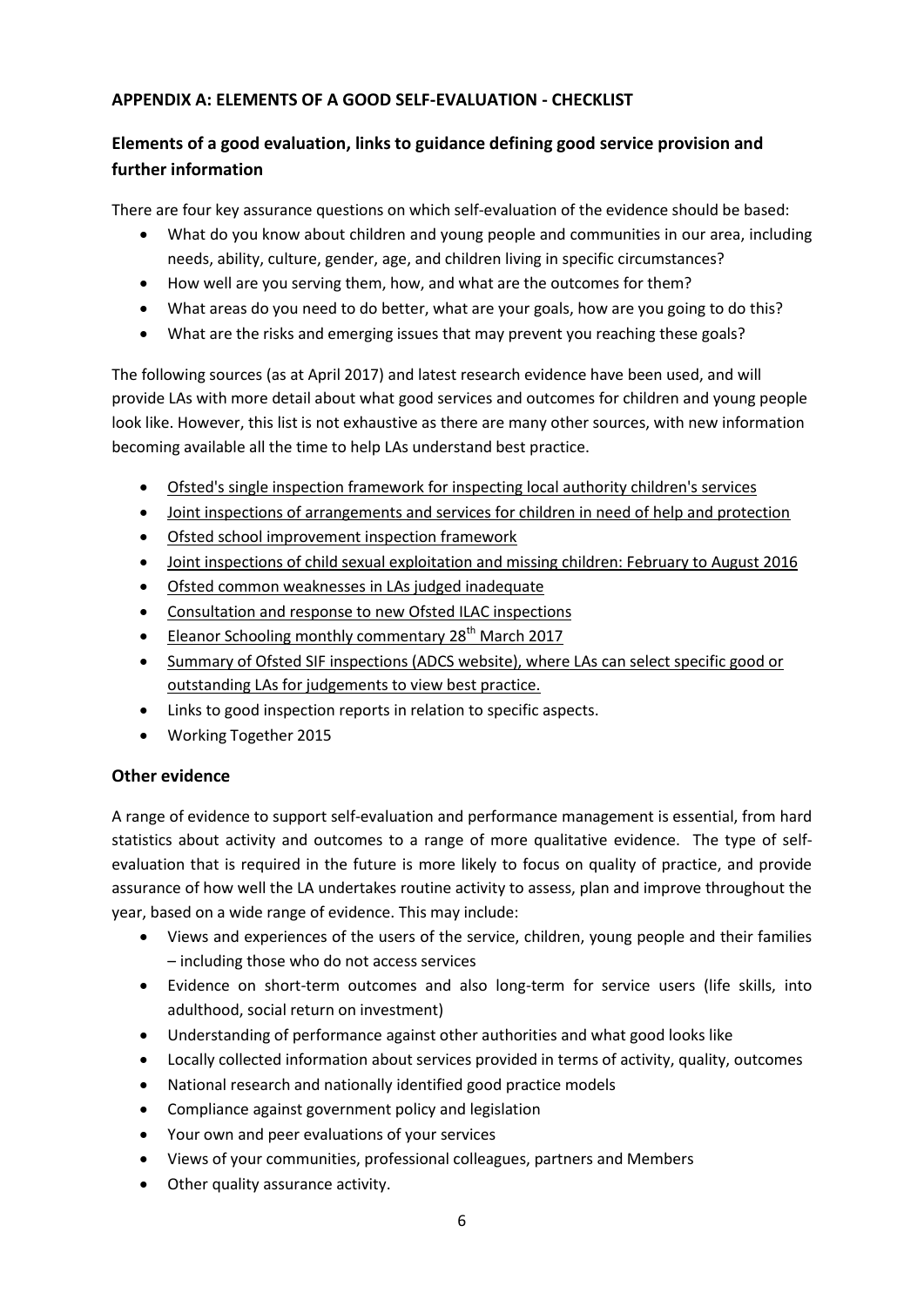## APPENDIX A: ELEMENTS OF A GOOD SELF-EVALUATION - CHECKLIST

### Elements of a good evaluation, links to guidance defining good service provision and further information

There are four key assurance questions on which self-evaluation of the evidence should be based:

- What do you know about children and young people and communities in our area, including needs, ability, culture, gender, age, and children living in specific circumstances?
- How well are you serving them, how, and what are the outcomes for them?
- What areas do you need to do better, what are your goals, how are you going to do this?
- What are the risks and emerging issues that may prevent you reaching these goals?

The following sources (as at April 2017) and latest research evidence have been used, and will provide LAs with more detail about what good services and outcomes for children and young people look like. However, this list is not exhaustive as there are many other sources, with new information becoming available all the time to help LAs understand best practice.

- Ofsted's single inspection framework for inspecting local authority children's services
- Joint inspections of arrangements and services for children in need of help and protection
- Ofsted school improvement inspection framework
- Joint inspections of child sexual exploitation and missing children: February to August 2016
- Ofsted common weaknesses in LAs judged inadequate
- Consultation and response to new Ofsted ILAC inspections
- Eleanor Schooling monthly commentary 28th March 2017
- Summary of Ofsted SIF inspections (ADCS website), where LAs can select specific good or outstanding LAs for judgements to view best practice.
- Links to good inspection reports in relation to specific aspects.
- Working Together 2015

### Other evidence

A range of evidence to support self-evaluation and performance management is essential, from hard statistics about activity and outcomes to a range of more qualitative evidence. The type of self-evaluation that is required in the future is more likely to focus on quality of practice, and provide assurance of how well the LA undertakes routine activity to assess, plan and improve throughout the year, based on a wide range of evidence. This may include:

- Views and experiences of the users of the service, children, young people and their families – including those who do not access services
- Evidence on short-term outcomes and also long-term for service users (life skills, into adulthood, social return on investment)
- Understanding of performance against other authorities and what good looks like
- Locally collected information about services provided in terms of activity, quality, outcomes
- National research and nationally identified good practice models
- Compliance against government policy and legislation
- Your own and peer evaluations of your services
- Views of your communities, professional colleagues, partners and Members
- Other quality assurance activity.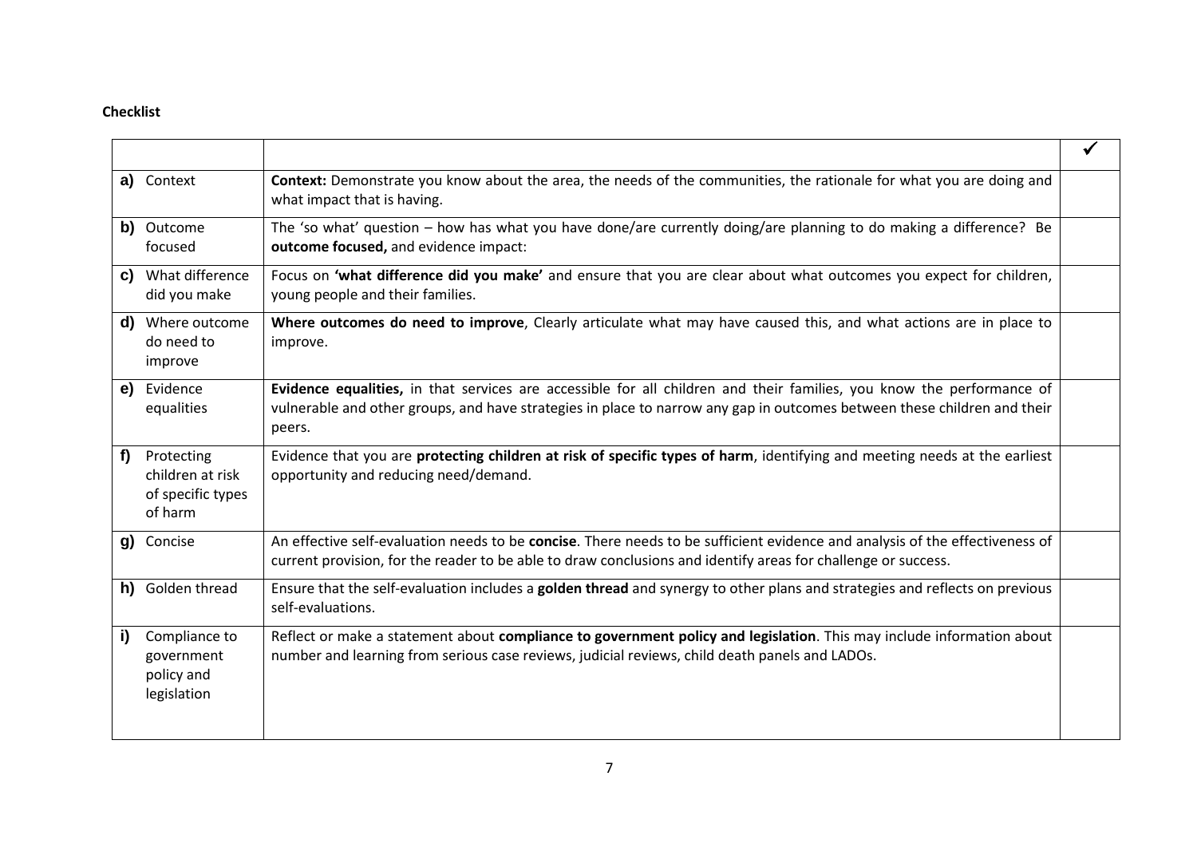**Checklist**

| | | ✓ |
|---|---|---|
| **a)** Context | **Context:** Demonstrate you know about the area, the needs of the communities, the rationale for what you are doing and what impact that is having. | |
| **b)** Outcome focused | The 'so what' question – how has what you have done/are currently doing/are planning to do making a difference? Be **outcome focused,** and evidence impact: | |
| **c)** What difference did you make | Focus on **'what difference did you make'** and ensure that you are clear about what outcomes you expect for children, young people and their families. | |
| **d)** Where outcome do need to improve | **Where outcomes do need to improve**, Clearly articulate what may have caused this, and what actions are in place to improve. | |
| **e)** Evidence equalities | **Evidence equalities,** in that services are accessible for all children and their families, you know the performance of vulnerable and other groups, and have strategies in place to narrow any gap in outcomes between these children and their peers. | |
| **f)** Protecting children at risk of specific types of harm | Evidence that you are **protecting children at risk of specific types of harm**, identifying and meeting needs at the earliest opportunity and reducing need/demand. | |
| **g)** Concise | An effective self-evaluation needs to be **concise**. There needs to be sufficient evidence and analysis of the effectiveness of current provision, for the reader to be able to draw conclusions and identify areas for challenge or success. | |
| **h)** Golden thread | Ensure that the self-evaluation includes a **golden thread** and synergy to other plans and strategies and reflects on previous self-evaluations. | |
| **i)** Compliance to government policy and legislation | Reflect or make a statement about **compliance to government policy and legislation**. This may include information about number and learning from serious case reviews, judicial reviews, child death panels and LADOs. | |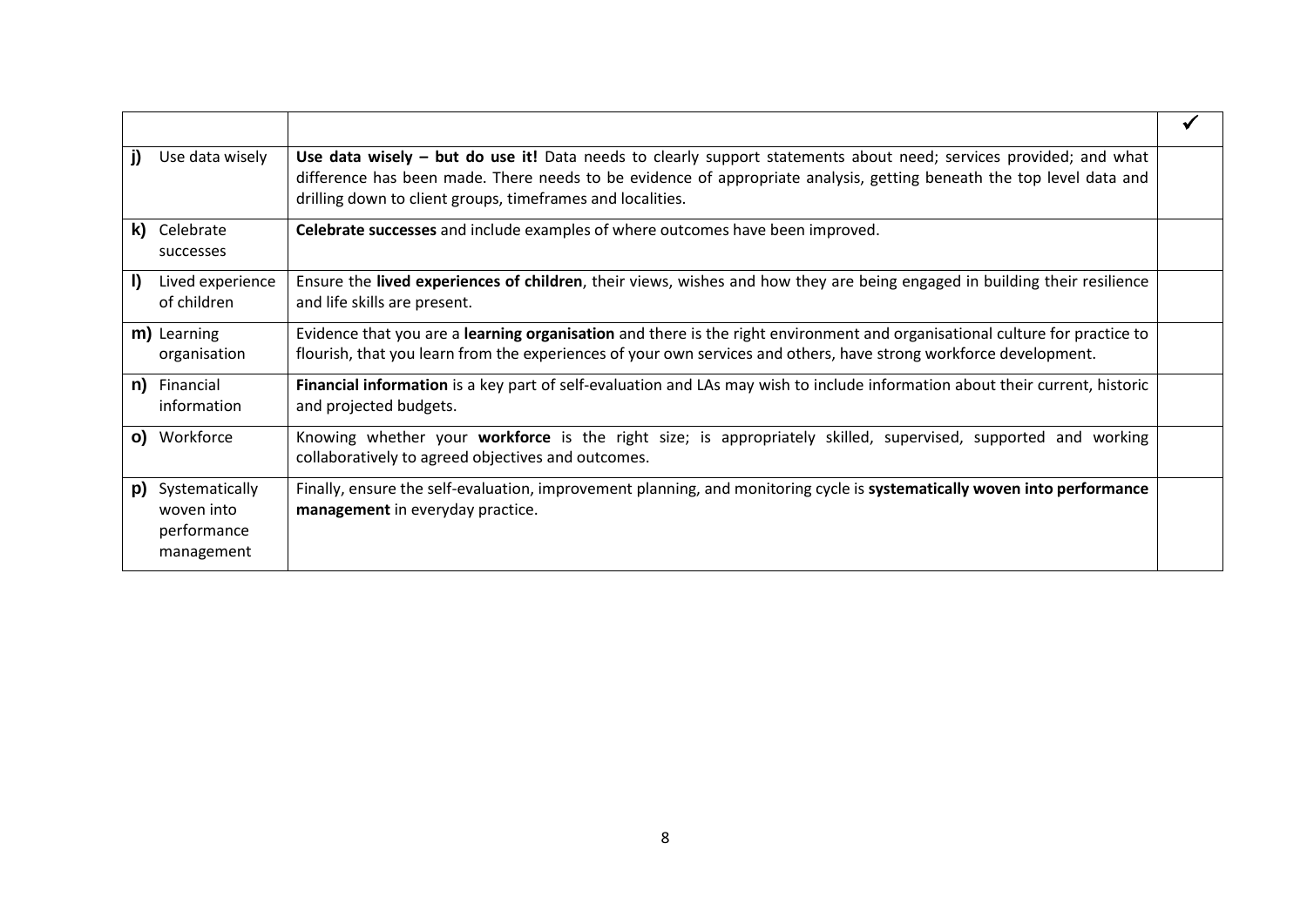| | | ✓ |
|---|---|---|
| **j)** Use data wisely | **Use data wisely – but do use it!** Data needs to clearly support statements about need; services provided; and what difference has been made. There needs to be evidence of appropriate analysis, getting beneath the top level data and drilling down to client groups, timeframes and localities. | |
| **k)** Celebrate successes | **Celebrate successes** and include examples of where outcomes have been improved. | |
| **l)** Lived experience of children | Ensure the **lived experiences of children**, their views, wishes and how they are being engaged in building their resilience and life skills are present. | |
| **m)** Learning organisation | Evidence that you are a **learning organisation** and there is the right environment and organisational culture for practice to flourish, that you learn from the experiences of your own services and others, have strong workforce development. | |
| **n)** Financial information | **Financial information** is a key part of self-evaluation and LAs may wish to include information about their current, historic and projected budgets. | |
| **o)** Workforce | Knowing whether your **workforce** is the right size; is appropriately skilled, supervised, supported and working collaboratively to agreed objectives and outcomes. | |
| **p)** Systematically woven into performance management | Finally, ensure the self-evaluation, improvement planning, and monitoring cycle is **systematically woven into performance management** in everyday practice. | |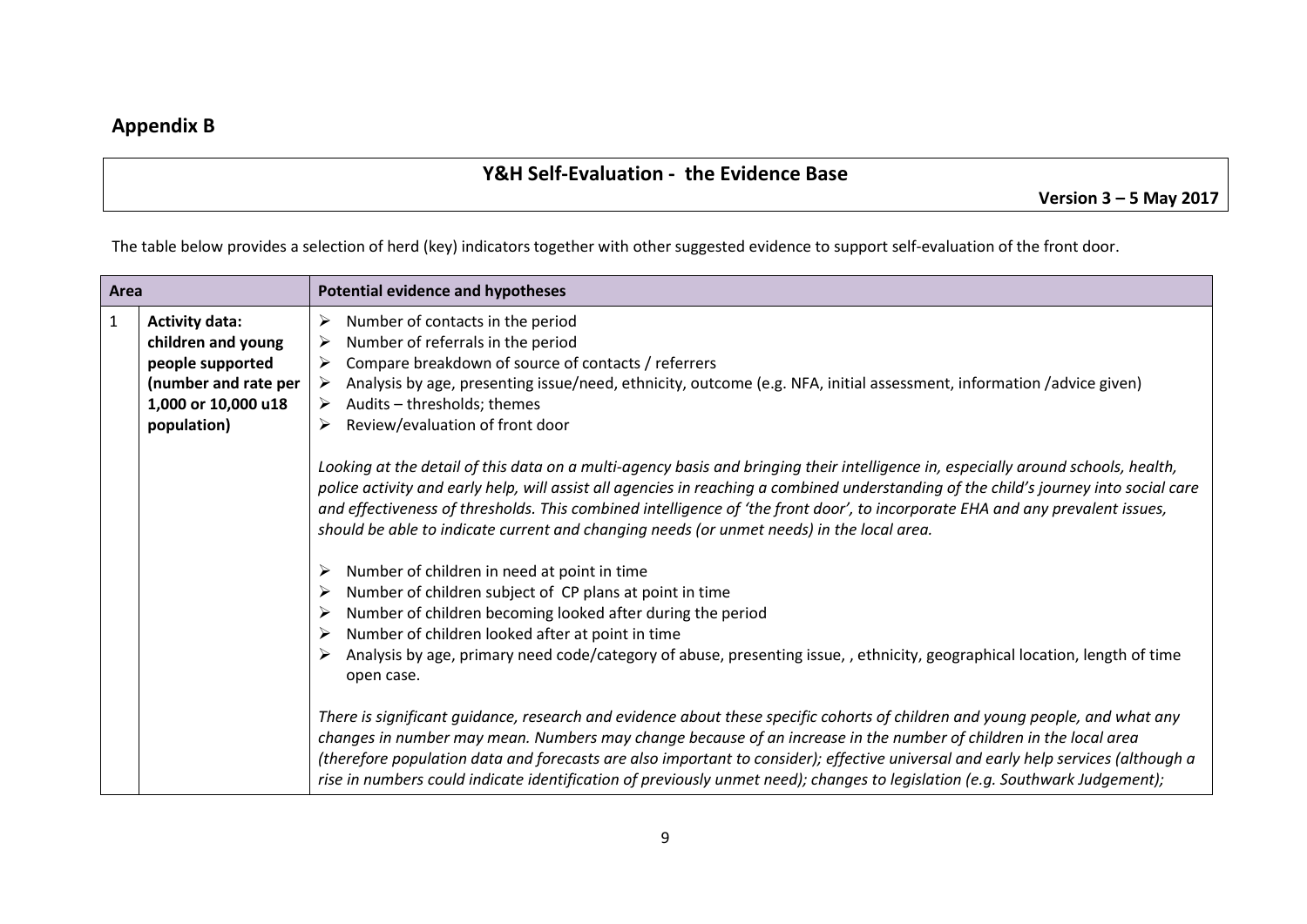## Appendix B

| Y&H Self-Evaluation - the Evidence Base |
|---|
| **Version 3 – 5 May 2017** |

The table below provides a selection of herd (key) indicators together with other suggested evidence to support self-evaluation of the front door.

| Area | | Potential evidence and hypotheses |
|---|---|---|
| 1 | **Activity data: children and young people supported (number and rate per 1,000 or 10,000 u18 population)** | ➢ Number of contacts in the period<br>➢ Number of referrals in the period<br>➢ Compare breakdown of source of contacts / referrers<br>➢ Analysis by age, presenting issue/need, ethnicity, outcome (e.g. NFA, initial assessment, information /advice given)<br>➢ Audits – thresholds; themes<br>➢ Review/evaluation of front door<br><br>*Looking at the detail of this data on a multi-agency basis and bringing their intelligence in, especially around schools, health, police activity and early help, will assist all agencies in reaching a combined understanding of the child's journey into social care and effectiveness of thresholds. This combined intelligence of 'the front door', to incorporate EHA and any prevalent issues, should be able to indicate current and changing needs (or unmet needs) in the local area.*<br><br>➢ Number of children in need at point in time<br>➢ Number of children subject of CP plans at point in time<br>➢ Number of children becoming looked after during the period<br>➢ Number of children looked after at point in time<br>➢ Analysis by age, primary need code/category of abuse, presenting issue, , ethnicity, geographical location, length of time open case.<br><br>*There is significant guidance, research and evidence about these specific cohorts of children and young people, and what any changes in number may mean. Numbers may change because of an increase in the number of children in the local area (therefore population data and forecasts are also important to consider); effective universal and early help services (although a rise in numbers could indicate identification of previously unmet need); changes to legislation (e.g. Southwark Judgement);* |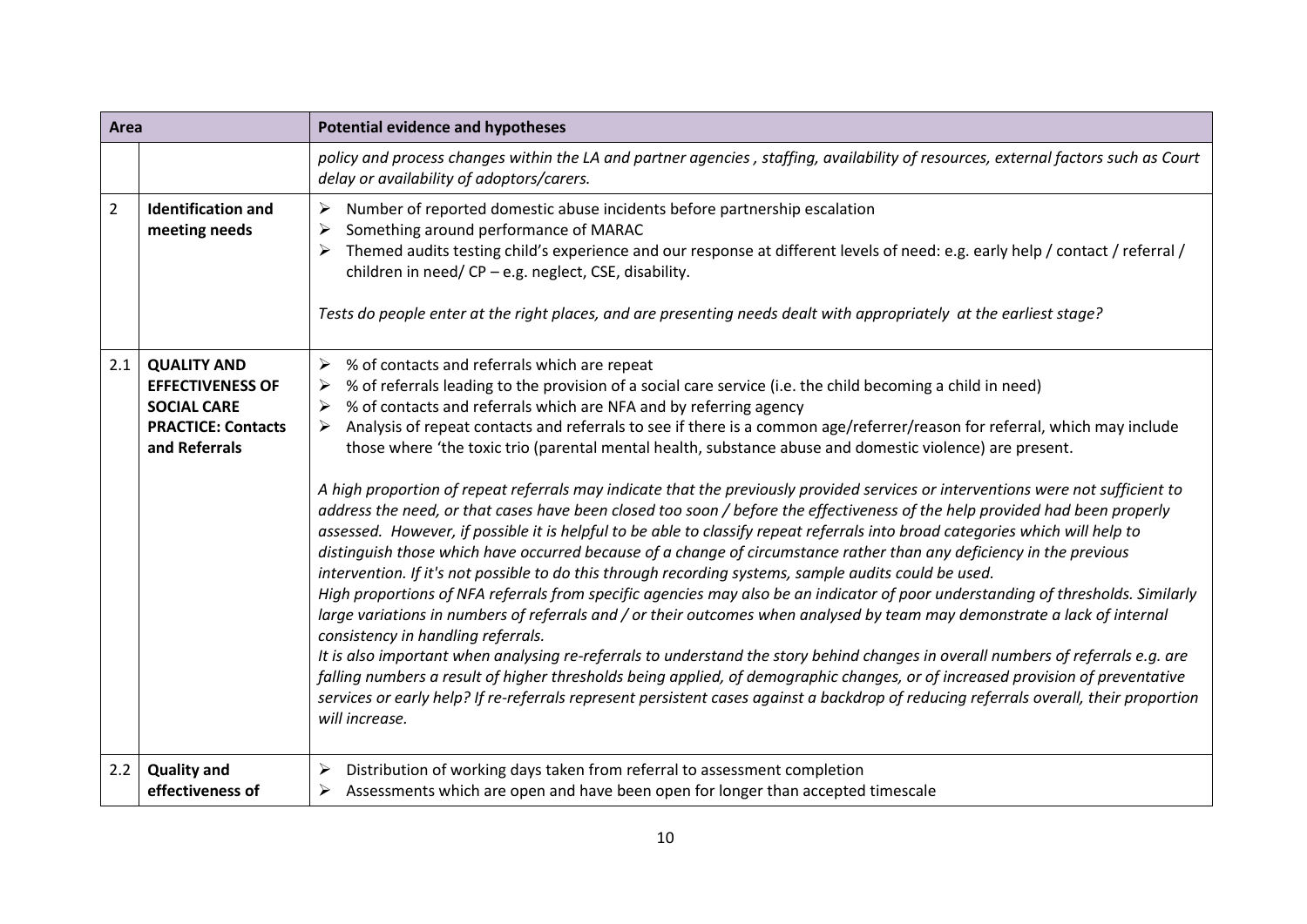| Area | | Potential evidence and hypotheses |
| --- | --- | --- |
| | | *policy and process changes within the LA and partner agencies , staffing, availability of resources, external factors such as Court delay or availability of adoptors/carers.* |
| 2 | **Identification and meeting needs** | ➢ Number of reported domestic abuse incidents before partnership escalation<br>➢ Something around performance of MARAC<br>➢ Themed audits testing child's experience and our response at different levels of need: e.g. early help / contact / referral / children in need/ CP – e.g. neglect, CSE, disability.<br><br>*Tests do people enter at the right places, and are presenting needs dealt with appropriately at the earliest stage?* |
| 2.1 | **QUALITY AND EFFECTIVENESS OF SOCIAL CARE PRACTICE: Contacts and Referrals** | ➢ % of contacts and referrals which are repeat<br>➢ % of referrals leading to the provision of a social care service (i.e. the child becoming a child in need)<br>➢ % of contacts and referrals which are NFA and by referring agency<br>➢ Analysis of repeat contacts and referrals to see if there is a common age/referrer/reason for referral, which may include those where 'the toxic trio (parental mental health, substance abuse and domestic violence) are present.<br><br>*A high proportion of repeat referrals may indicate that the previously provided services or interventions were not sufficient to address the need, or that cases have been closed too soon / before the effectiveness of the help provided had been properly assessed. However, if possible it is helpful to be able to classify repeat referrals into broad categories which will help to distinguish those which have occurred because of a change of circumstance rather than any deficiency in the previous intervention. If it's not possible to do this through recording systems, sample audits could be used.*<br>*High proportions of NFA referrals from specific agencies may also be an indicator of poor understanding of thresholds. Similarly large variations in numbers of referrals and / or their outcomes when analysed by team may demonstrate a lack of internal consistency in handling referrals.*<br>*It is also important when analysing re-referrals to understand the story behind changes in overall numbers of referrals e.g. are falling numbers a result of higher thresholds being applied, of demographic changes, or of increased provision of preventative services or early help? If re-referrals represent persistent cases against a backdrop of reducing referrals overall, their proportion will increase.* |
| 2.2 | **Quality and effectiveness of** | ➢ Distribution of working days taken from referral to assessment completion<br>➢ Assessments which are open and have been open for longer than accepted timescale |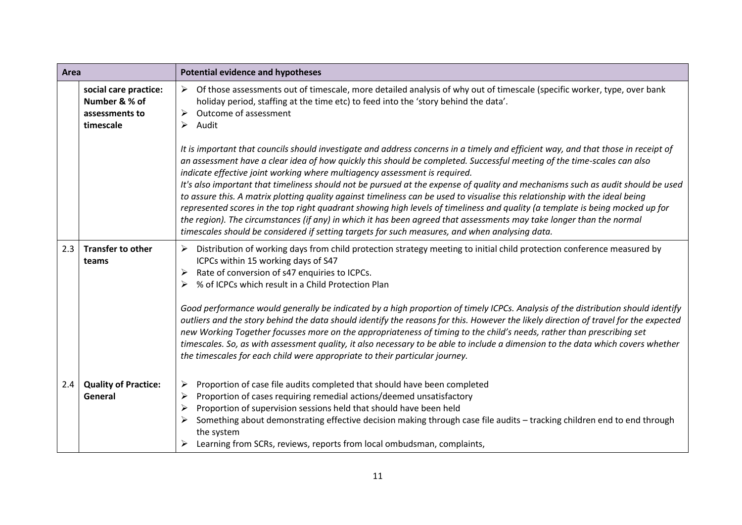| Area | | Potential evidence and hypotheses |
|---|---|---|
| | **social care practice: Number & % of assessments to timescale** | ➢ Of those assessments out of timescale, more detailed analysis of why out of timescale (specific worker, type, over bank holiday period, staffing at the time etc) to feed into the 'story behind the data'.<br>➢ Outcome of assessment<br>➢ Audit<br><br>*It is important that councils should investigate and address concerns in a timely and efficient way, and that those in receipt of an assessment have a clear idea of how quickly this should be completed. Successful meeting of the time-scales can also indicate effective joint working where multiagency assessment is required.*<br>*It's also important that timeliness should not be pursued at the expense of quality and mechanisms such as audit should be used to assure this. A matrix plotting quality against timeliness can be used to visualise this relationship with the ideal being represented scores in the top right quadrant showing high levels of timeliness and quality (a template is being mocked up for the region). The circumstances (if any) in which it has been agreed that assessments may take longer than the normal timescales should be considered if setting targets for such measures, and when analysing data.* |
| 2.3 | **Transfer to other teams** | ➢ Distribution of working days from child protection strategy meeting to initial child protection conference measured by ICPCs within 15 working days of S47<br>➢ Rate of conversion of s47 enquiries to ICPCs.<br>➢ % of ICPCs which result in a Child Protection Plan<br><br>*Good performance would generally be indicated by a high proportion of timely ICPCs. Analysis of the distribution should identify outliers and the story behind the data should identify the reasons for this. However the likely direction of travel for the expected new Working Together focusses more on the appropriateness of timing to the child's needs, rather than prescribing set timescales. So, as with assessment quality, it also necessary to be able to include a dimension to the data which covers whether the timescales for each child were appropriate to their particular journey.* |
| 2.4 | **Quality of Practice: General** | ➢ Proportion of case file audits completed that should have been completed<br>➢ Proportion of cases requiring remedial actions/deemed unsatisfactory<br>➢ Proportion of supervision sessions held that should have been held<br>➢ Something about demonstrating effective decision making through case file audits – tracking children end to end through the system<br>➢ Learning from SCRs, reviews, reports from local ombudsman, complaints, |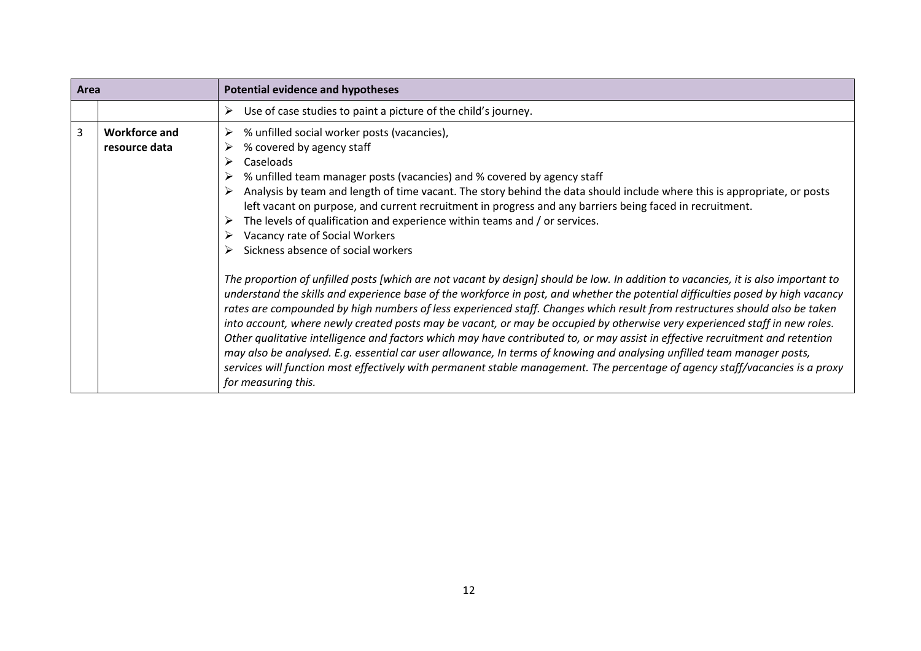| Area | | Potential evidence and hypotheses |
|---|---|---|
| | | ➢ Use of case studies to paint a picture of the child's journey. |
| 3 | **Workforce and resource data** | ➢ % unfilled social worker posts (vacancies),<br>➢ % covered by agency staff<br>➢ Caseloads<br>➢ % unfilled team manager posts (vacancies) and % covered by agency staff<br>➢ Analysis by team and length of time vacant. The story behind the data should include where this is appropriate, or posts left vacant on purpose, and current recruitment in progress and any barriers being faced in recruitment.<br>➢ The levels of qualification and experience within teams and / or services.<br>➢ Vacancy rate of Social Workers<br>➢ Sickness absence of social workers<br><br>*The proportion of unfilled posts [which are not vacant by design] should be low. In addition to vacancies, it is also important to understand the skills and experience base of the workforce in post, and whether the potential difficulties posed by high vacancy rates are compounded by high numbers of less experienced staff. Changes which result from restructures should also be taken into account, where newly created posts may be vacant, or may be occupied by otherwise very experienced staff in new roles. Other qualitative intelligence and factors which may have contributed to, or may assist in effective recruitment and retention may also be analysed. E.g. essential car user allowance, In terms of knowing and analysing unfilled team manager posts, services will function most effectively with permanent stable management. The percentage of agency staff/vacancies is a proxy for measuring this.* |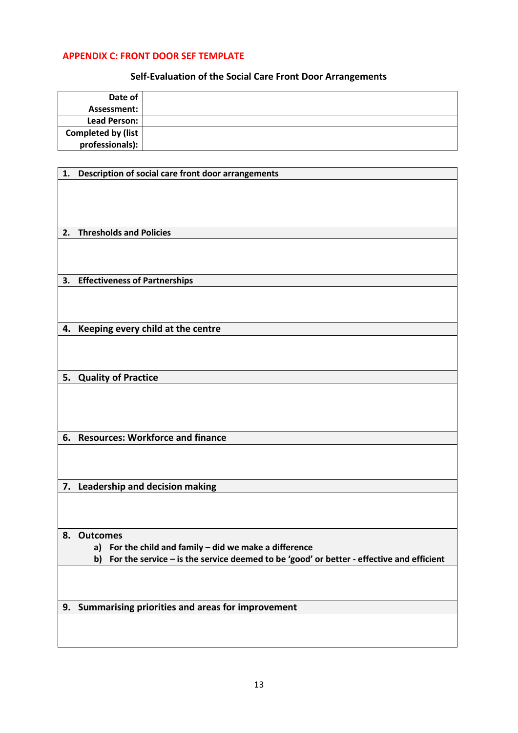## APPENDIX C: FRONT DOOR SEF TEMPLATE

### Self-Evaluation of the Social Care Front Door Arrangements

| | |
|---|---|
| **Date of Assessment:** | |
| **Lead Person:** | |
| **Completed by (list professionals):** | |

| |
|---|
| **1. Description of social care front door arrangements** |
| |
| **2. Thresholds and Policies** |
| |
| **3. Effectiveness of Partnerships** |
| |
| **4. Keeping every child at the centre** |
| |
| **5. Quality of Practice** |
| |
| **6. Resources: Workforce and finance** |
| |
| **7. Leadership and decision making** |
| |
| **8. Outcomes**<br>**a) For the child and family – did we make a difference**<br>**b) For the service – is the service deemed to be 'good' or better - effective and efficient** |
| |
| **9. Summarising priorities and areas for improvement** |
| |